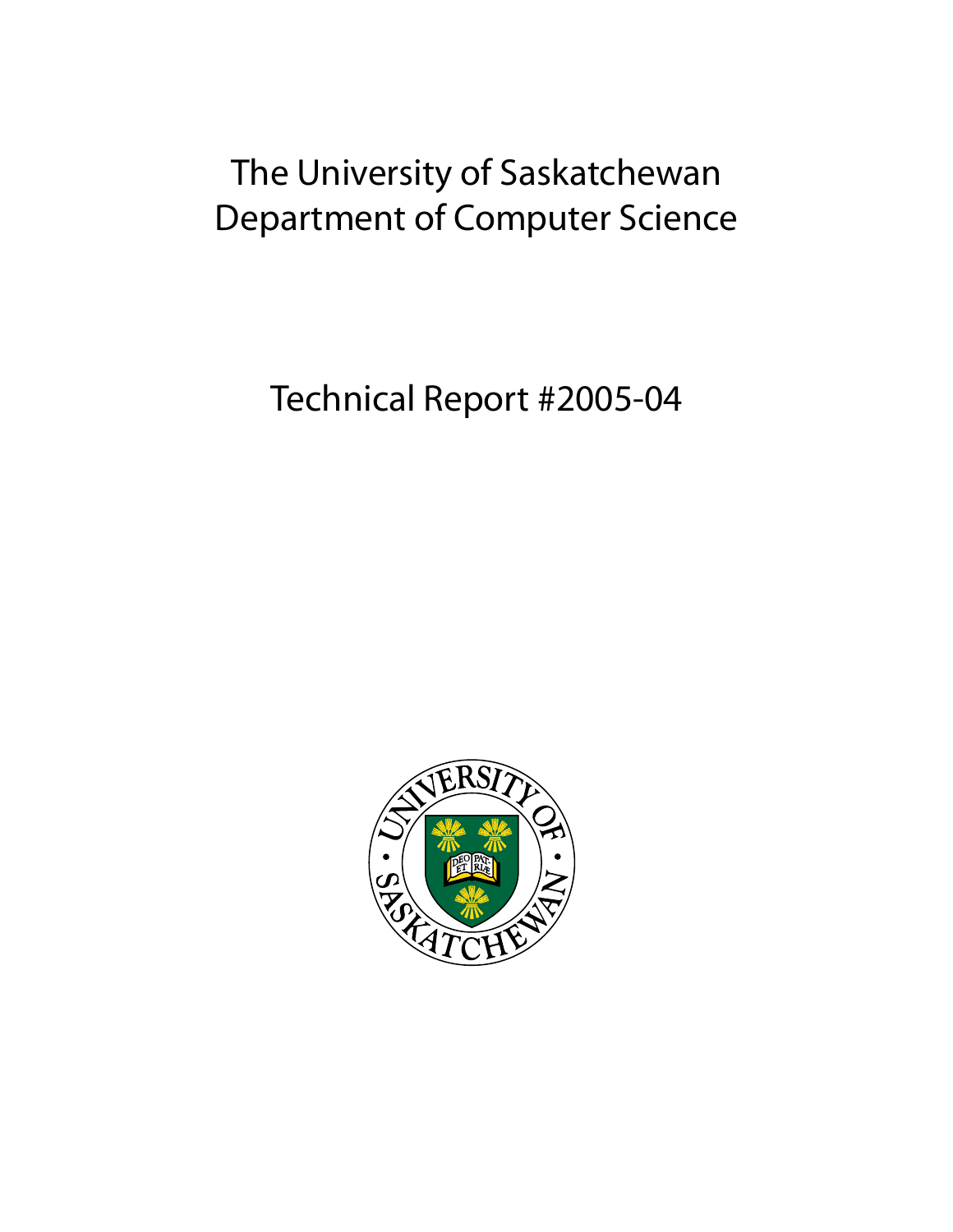# The University of Saskatchewan
# Department of Computer Science

## Technical Report #2005-04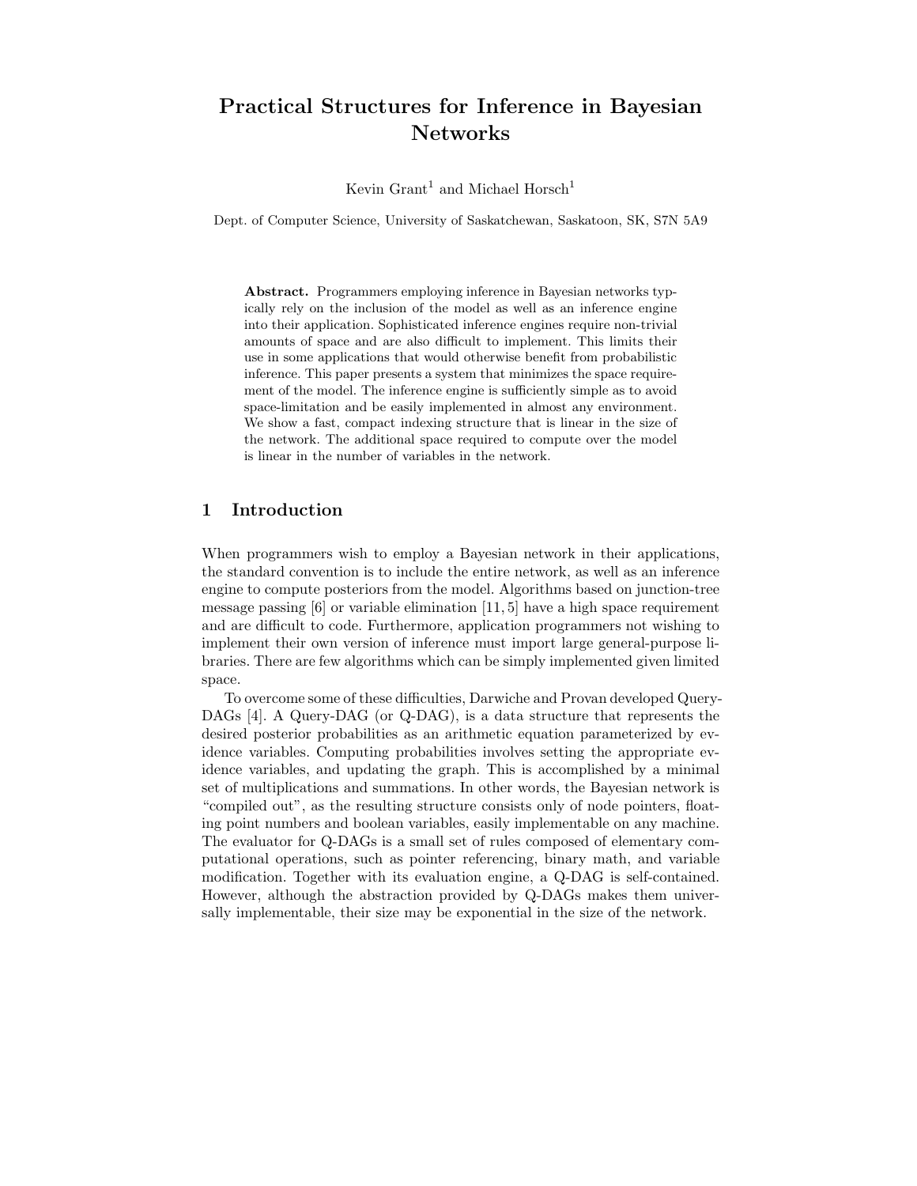# Practical Structures for Inference in Bayesian Networks

Kevin Grant[1] and Michael Horsch[1]

Dept. of Computer Science, University of Saskatchewan, Saskatoon, SK, S7N 5A9

**Abstract.** Programmers employing inference in Bayesian networks typically rely on the inclusion of the model as well as an inference engine into their application. Sophisticated inference engines require non-trivial amounts of space and are also difficult to implement. This limits their use in some applications that would otherwise benefit from probabilistic inference. This paper presents a system that minimizes the space requirement of the model. The inference engine is sufficiently simple as to avoid space-limitation and be easily implemented in almost any environment. We show a fast, compact indexing structure that is linear in the size of the network. The additional space required to compute over the model is linear in the number of variables in the network.

## 1 Introduction

When programmers wish to employ a Bayesian network in their applications, the standard convention is to include the entire network, as well as an inference engine to compute posteriors from the model. Algorithms based on junction-tree message passing [6] or variable elimination [11, 5] have a high space requirement and are difficult to code. Furthermore, application programmers not wishing to implement their own version of inference must import large general-purpose libraries. There are few algorithms which can be simply implemented given limited space.

To overcome some of these difficulties, Darwiche and Provan developed Query-DAGs [4]. A Query-DAG (or Q-DAG), is a data structure that represents the desired posterior probabilities as an arithmetic equation parameterized by evidence variables. Computing probabilities involves setting the appropriate evidence variables, and updating the graph. This is accomplished by a minimal set of multiplications and summations. In other words, the Bayesian network is "compiled out", as the resulting structure consists only of node pointers, floating point numbers and boolean variables, easily implementable on any machine. The evaluator for Q-DAGs is a small set of rules composed of elementary computational operations, such as pointer referencing, binary math, and variable modification. Together with its evaluation engine, a Q-DAG is self-contained. However, although the abstraction provided by Q-DAGs makes them universally implementable, their size may be exponential in the size of the network.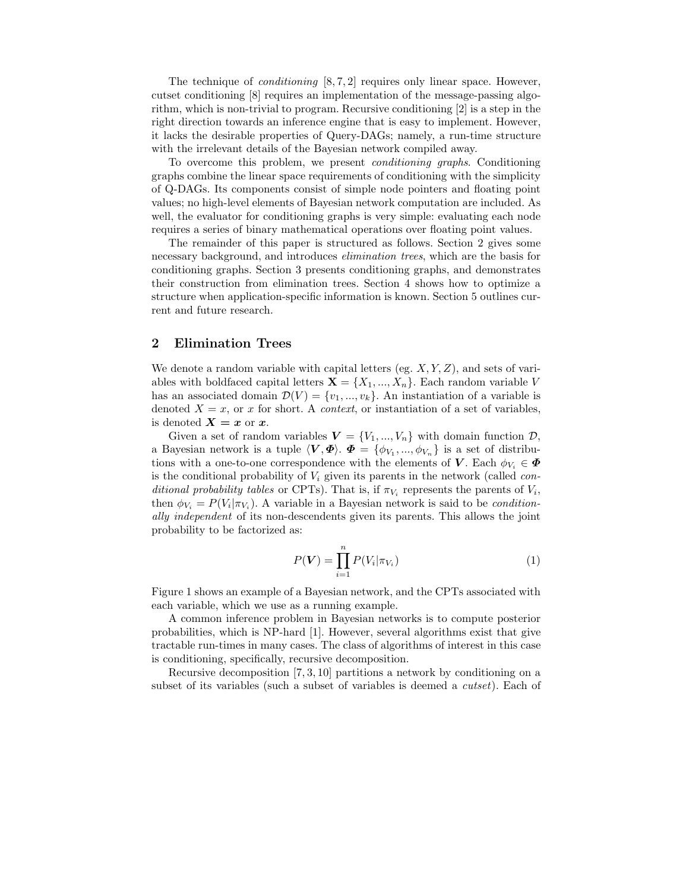The technique of *conditioning* [8, 7, 2] requires only linear space. However, cutset conditioning [8] requires an implementation of the message-passing algorithm, which is non-trivial to program. Recursive conditioning [2] is a step in the right direction towards an inference engine that is easy to implement. However, it lacks the desirable properties of Query-DAGs; namely, a run-time structure with the irrelevant details of the Bayesian network compiled away.

To overcome this problem, we present *conditioning graphs*. Conditioning graphs combine the linear space requirements of conditioning with the simplicity of Q-DAGs. Its components consist of simple node pointers and floating point values; no high-level elements of Bayesian network computation are included. As well, the evaluator for conditioning graphs is very simple: evaluating each node requires a series of binary mathematical operations over floating point values.

The remainder of this paper is structured as follows. Section 2 gives some necessary background, and introduces *elimination trees*, which are the basis for conditioning graphs. Section 3 presents conditioning graphs, and demonstrates their construction from elimination trees. Section 4 shows how to optimize a structure when application-specific information is known. Section 5 outlines current and future research.

## 2 Elimination Trees

We denote a random variable with capital letters (eg. $X, Y, Z$), and sets of variables with boldfaced capital letters $\mathbf{X} = \{X_1, ..., X_n\}$. Each random variable $V$ has an associated domain $\mathcal{D}(V) = \{v_1, ..., v_k\}$. An instantiation of a variable is denoted $X = x$, or $x$ for short. A *context*, or instantiation of a set of variables, is denoted $\boldsymbol{X} = \boldsymbol{x}$ or $\boldsymbol{x}$.

Given a set of random variables $\boldsymbol{V} = \{V_1, ..., V_n\}$ with domain function $\mathcal{D}$, a Bayesian network is a tuple $\langle \boldsymbol{V}, \boldsymbol{\Phi} \rangle$. $\boldsymbol{\Phi} = \{\phi_{V_1}, ..., \phi_{V_n}\}$ is a set of distributions with a one-to-one correspondence with the elements of $\boldsymbol{V}$. Each $\phi_{V_i} \in \boldsymbol{\Phi}$ is the conditional probability of $V_i$ given its parents in the network (called *conditional probability tables* or CPTs). That is, if $\pi_{V_i}$ represents the parents of $V_i$, then $\phi_{V_i} = P(V_i|\pi_{V_i})$. A variable in a Bayesian network is said to be *conditionally independent* of its non-descendents given its parents. This allows the joint probability to be factorized as:

$$P(\boldsymbol{V}) = \prod_{i=1}^{n} P(V_i|\pi_{V_i}) \tag{1}$$

Figure 1 shows an example of a Bayesian network, and the CPTs associated with each variable, which we use as a running example.

A common inference problem in Bayesian networks is to compute posterior probabilities, which is NP-hard [1]. However, several algorithms exist that give tractable run-times in many cases. The class of algorithms of interest in this case is conditioning, specifically, recursive decomposition.

Recursive decomposition [7, 3, 10] partitions a network by conditioning on a subset of its variables (such a subset of variables is deemed a *cutset*). Each of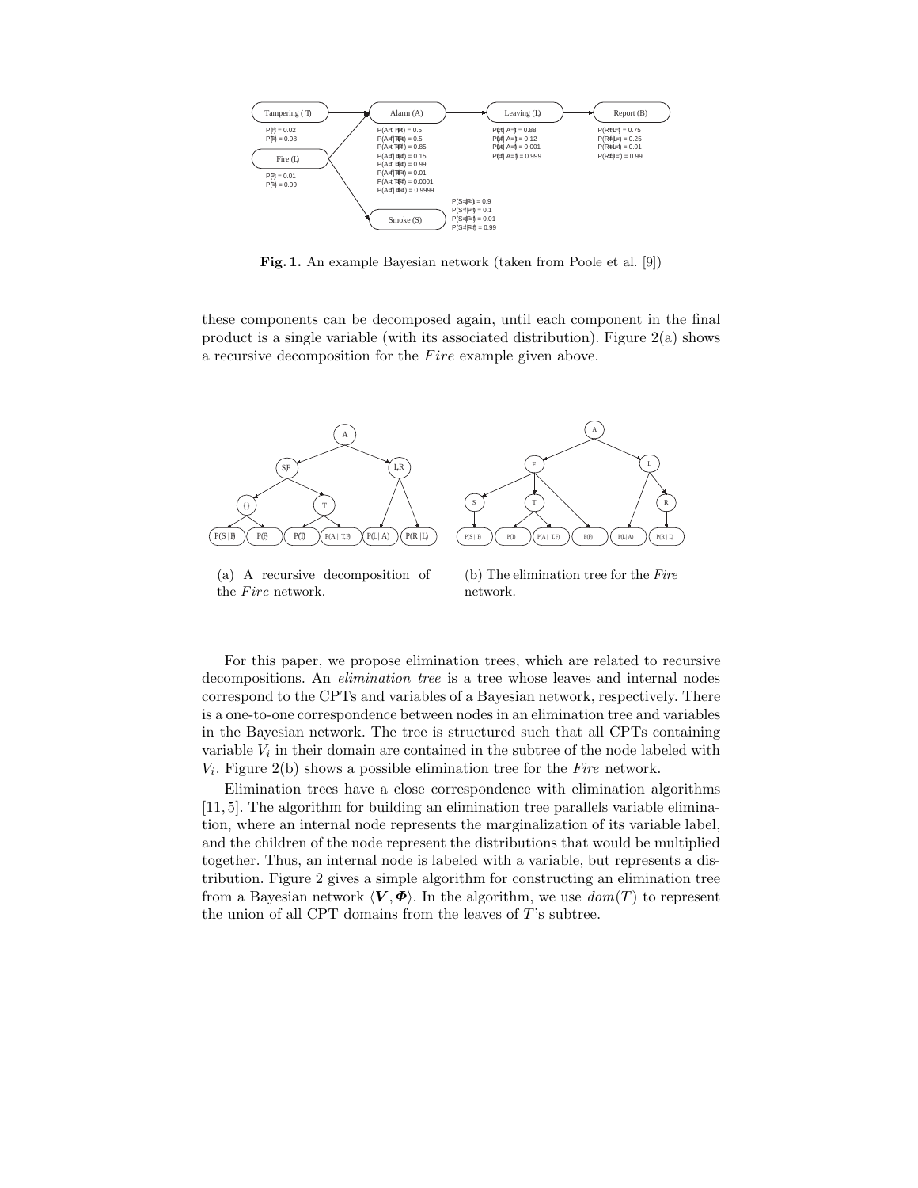**Fig. 1.** An example Bayesian network (taken from Poole et al. [9])

these components can be decomposed again, until each component in the final product is a single variable (with its associated distribution). Figure 2(a) shows a recursive decomposition for the *Fire* example given above.

(a) A recursive decomposition of the *Fire* network.

(b) The elimination tree for the *Fire* network.

For this paper, we propose elimination trees, which are related to recursive decompositions. An *elimination tree* is a tree whose leaves and internal nodes correspond to the CPTs and variables of a Bayesian network, respectively. There is a one-to-one correspondence between nodes in an elimination tree and variables in the Bayesian network. The tree is structured such that all CPTs containing variable $V_i$ in their domain are contained in the subtree of the node labeled with $V_i$. Figure 2(b) shows a possible elimination tree for the *Fire* network.

Elimination trees have a close correspondence with elimination algorithms [11, 5]. The algorithm for building an elimination tree parallels variable elimination, where an internal node represents the marginalization of its variable label, and the children of the node represent the distributions that would be multiplied together. Thus, an internal node is labeled with a variable, but represents a distribution. Figure 2 gives a simple algorithm for constructing an elimination tree from a Bayesian network $\langle \boldsymbol{V}, \boldsymbol{\Phi} \rangle$. In the algorithm, we use $dom(T)$ to represent the union of all CPT domains from the leaves of $T$'s subtree.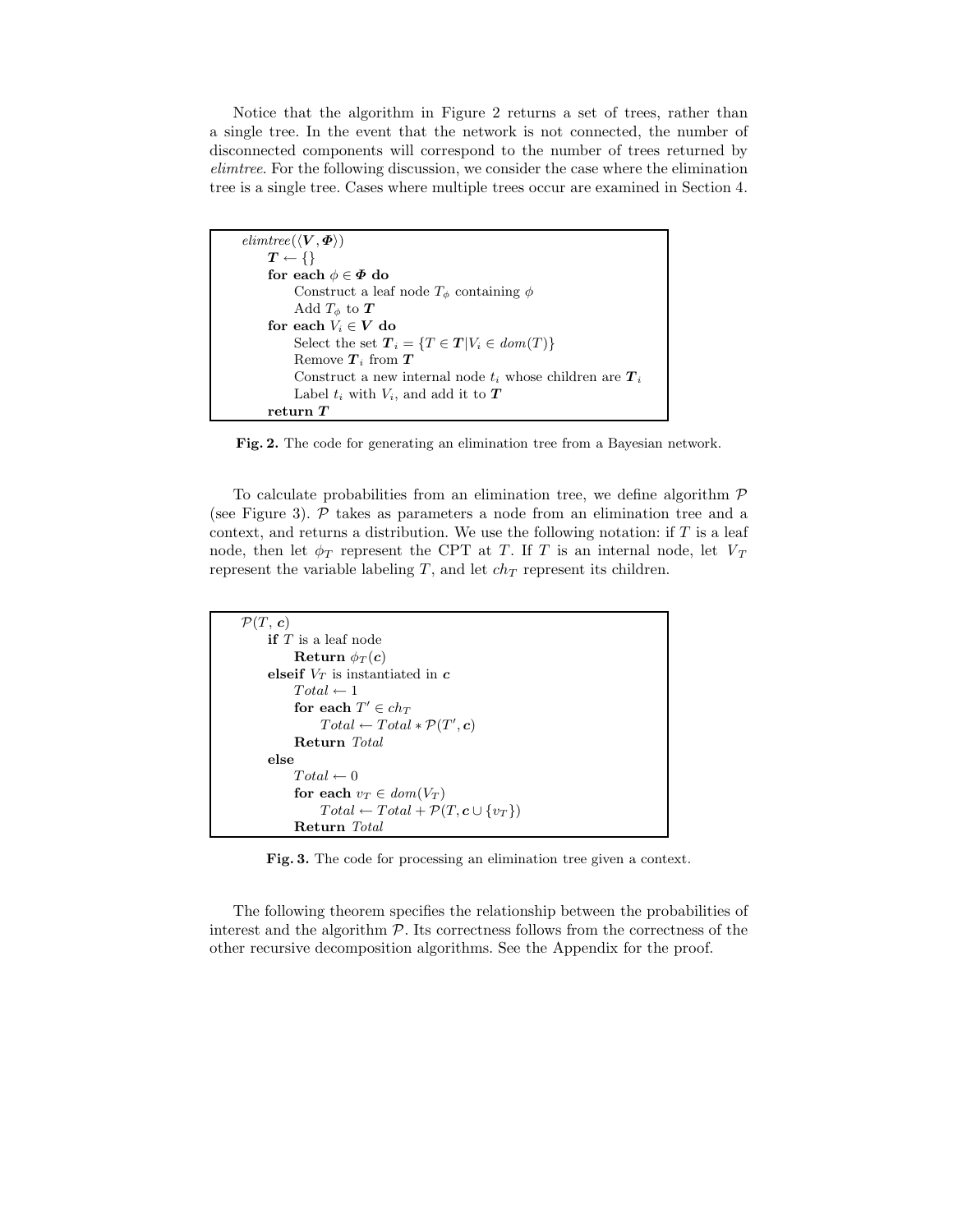Notice that the algorithm in Figure 2 returns a set of trees, rather than a single tree. In the event that the network is not connected, the number of disconnected components will correspond to the number of trees returned by *elimtree*. For the following discussion, we consider the case where the elimination tree is a single tree. Cases where multiple trees occur are examined in Section 4.

```
elimtree(⟨V, Φ⟩)
    T ← {}
    for each φ ∈ Φ do
        Construct a leaf node T_φ containing φ
        Add T_φ to T
    for each V_i ∈ V do
        Select the set T_i = {T ∈ T | V_i ∈ dom(T)}
        Remove T_i from T
        Construct a new internal node t_i whose children are T_i
        Label t_i with V_i, and add it to T
    return T
```

**Fig. 2.** The code for generating an elimination tree from a Bayesian network.

To calculate probabilities from an elimination tree, we define algorithm $\mathcal{P}$ (see Figure 3). $\mathcal{P}$ takes as parameters a node from an elimination tree and a context, and returns a distribution. We use the following notation: if $T$ is a leaf node, then let $\phi_T$ represent the CPT at $T$. If $T$ is an internal node, let $V_T$ represent the variable labeling $T$, and let $ch_T$ represent its children.

```
P(T, c)
    if T is a leaf node
        Return φ_T(c)
    elseif V_T is instantiated in c
        Total ← 1
        for each T' ∈ ch_T
            Total ← Total * P(T', c)
        Return Total
    else
        Total ← 0
        for each v_T ∈ dom(V_T)
            Total ← Total + P(T, c ∪ {v_T})
        Return Total
```

**Fig. 3.** The code for processing an elimination tree given a context.

The following theorem specifies the relationship between the probabilities of interest and the algorithm $\mathcal{P}$. Its correctness follows from the correctness of the other recursive decomposition algorithms. See the Appendix for the proof.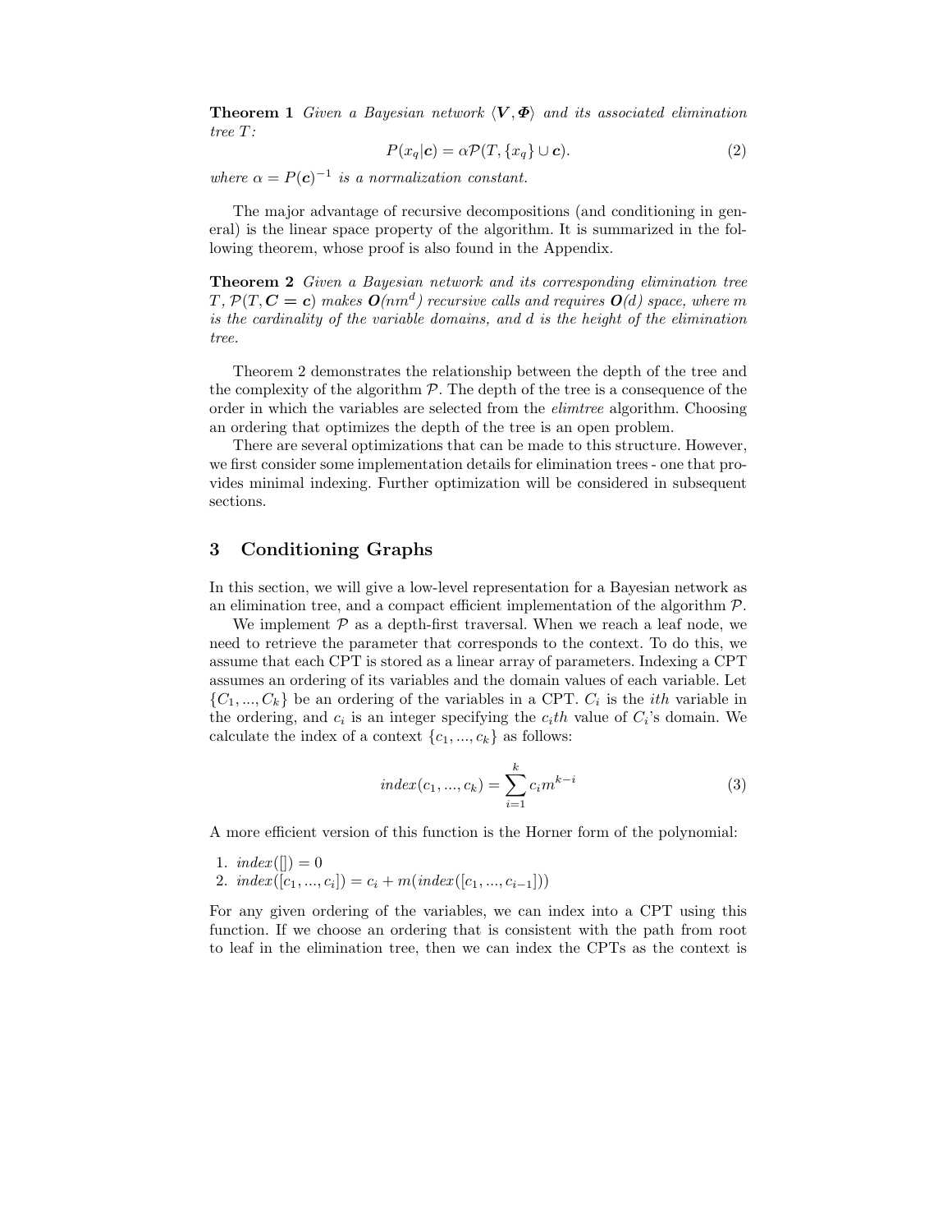**Theorem 1** *Given a Bayesian network $\langle \boldsymbol{V}, \boldsymbol{\Phi} \rangle$ and its associated elimination tree $T$:*

$$P(x_q|\boldsymbol{c}) = \alpha \mathcal{P}(T, \{x_q\} \cup \boldsymbol{c}). \tag{2}$$

*where $\alpha = P(\boldsymbol{c})^{-1}$ is a normalization constant.*

The major advantage of recursive decompositions (and conditioning in general) is the linear space property of the algorithm. It is summarized in the following theorem, whose proof is also found in the Appendix.

**Theorem 2** *Given a Bayesian network and its corresponding elimination tree $T$, $\mathcal{P}(T, \boldsymbol{C} = \boldsymbol{c})$ makes $\boldsymbol{O}(nm^d)$ recursive calls and requires $\boldsymbol{O}(d)$ space, where $m$ is the cardinality of the variable domains, and $d$ is the height of the elimination tree.*

Theorem 2 demonstrates the relationship between the depth of the tree and the complexity of the algorithm $\mathcal{P}$. The depth of the tree is a consequence of the order in which the variables are selected from the *elimtree* algorithm. Choosing an ordering that optimizes the depth of the tree is an open problem.

There are several optimizations that can be made to this structure. However, we first consider some implementation details for elimination trees - one that provides minimal indexing. Further optimization will be considered in subsequent sections.

## 3 Conditioning Graphs

In this section, we will give a low-level representation for a Bayesian network as an elimination tree, and a compact efficient implementation of the algorithm $\mathcal{P}$.

We implement $\mathcal{P}$ as a depth-first traversal. When we reach a leaf node, we need to retrieve the parameter that corresponds to the context. To do this, we assume that each CPT is stored as a linear array of parameters. Indexing a CPT assumes an ordering of its variables and the domain values of each variable. Let $\{C_1, ..., C_k\}$ be an ordering of the variables in a CPT. $C_i$ is the $ith$ variable in the ordering, and $c_i$ is an integer specifying the $c_i th$ value of $C_i$'s domain. We calculate the index of a context $\{c_1, ..., c_k\}$ as follows:

$$index(c_1, ..., c_k) = \sum_{i=1}^{k} c_i m^{k-i} \tag{3}$$

A more efficient version of this function is the Horner form of the polynomial:

1. $index([]) = 0$
2. $index([c_1, ..., c_i]) = c_i + m(index([c_1, ..., c_{i-1}]))$

For any given ordering of the variables, we can index into a CPT using this function. If we choose an ordering that is consistent with the path from root to leaf in the elimination tree, then we can index the CPTs as the context is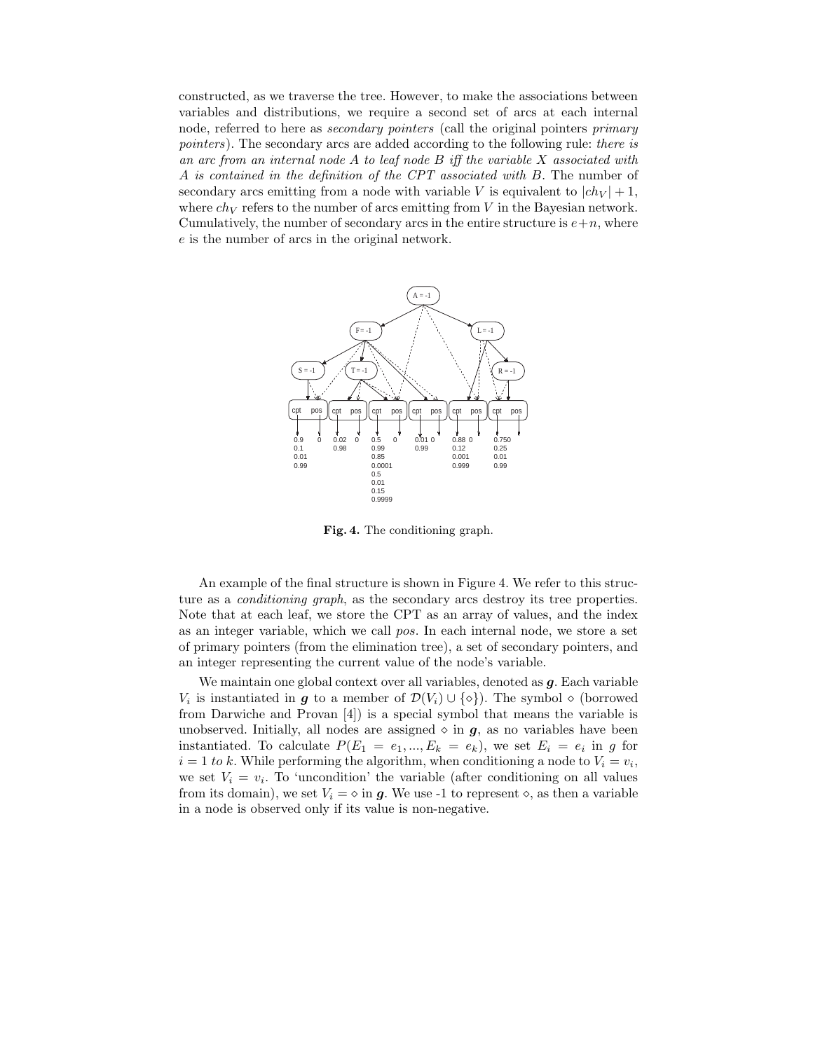constructed, as we traverse the tree. However, to make the associations between variables and distributions, we require a second set of arcs at each internal node, referred to here as *secondary pointers* (call the original pointers *primary pointers*). The secondary arcs are added according to the following rule: *there is an arc from an internal node A to leaf node B iff the variable X associated with A is contained in the definition of the CPT associated with B*. The number of secondary arcs emitting from a node with variable $V$ is equivalent to $|ch_V| + 1$, where $ch_V$ refers to the number of arcs emitting from $V$ in the Bayesian network. Cumulatively, the number of secondary arcs in the entire structure is $e+n$, where $e$ is the number of arcs in the original network.

**Fig. 4.** The conditioning graph.

An example of the final structure is shown in Figure 4. We refer to this structure as a *conditioning graph*, as the secondary arcs destroy its tree properties. Note that at each leaf, we store the CPT as an array of values, and the index as an integer variable, which we call *pos*. In each internal node, we store a set of primary pointers (from the elimination tree), a set of secondary pointers, and an integer representing the current value of the node's variable.

We maintain one global context over all variables, denoted as $\boldsymbol{g}$. Each variable $V_i$ is instantiated in $\boldsymbol{g}$ to a member of $\mathcal{D}(V_i) \cup \{\diamond\}$). The symbol $\diamond$ (borrowed from Darwiche and Provan [4]) is a special symbol that means the variable is unobserved. Initially, all nodes are assigned $\diamond$ in $\boldsymbol{g}$, as no variables have been instantiated. To calculate $P(E_1 = e_1, ..., E_k = e_k)$, we set $E_i = e_i$ in $g$ for $i = 1$ *to* $k$. While performing the algorithm, when conditioning a node to $V_i = v_i$, we set $V_i = v_i$. To 'uncondition' the variable (after conditioning on all values from its domain), we set $V_i = \diamond$ in $\boldsymbol{g}$. We use -1 to represent $\diamond$, as then a variable in a node is observed only if its value is non-negative.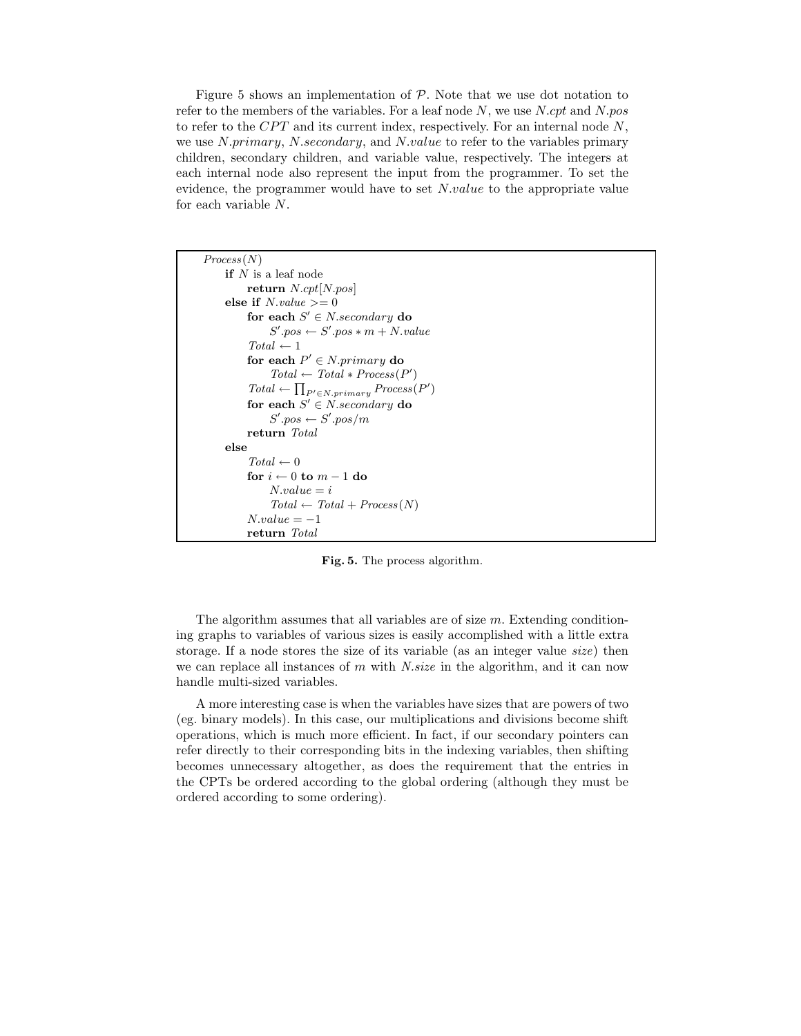Figure 5 shows an implementation of $\mathcal{P}$. Note that we use dot notation to refer to the members of the variables. For a leaf node $N$, we use $N.cpt$ and $N.pos$ to refer to the $CPT$ and its current index, respectively. For an internal node $N$, we use $N.primary$, $N.secondary$, and $N.value$ to refer to the variables primary children, secondary children, and variable value, respectively. The integers at each internal node also represent the input from the programmer. To set the evidence, the programmer would have to set $N.value$ to the appropriate value for each variable $N$.

```
Process(N)
    if N is a leaf node
        return N.cpt[N.pos]
    else if N.value >= 0
        for each S' ∈ N.secondary do
            S'.pos ← S'.pos * m + N.value
        Total ← 1
        for each P' ∈ N.primary do
            Total ← Total * Process(P')
        Total ← ∏_{P' ∈ N.primary} Process(P')
        for each S' ∈ N.secondary do
            S'.pos ← S'.pos/m
        return Total
    else
        Total ← 0
        for i ← 0 to m − 1 do
            N.value = i
            Total ← Total + Process(N)
        N.value = −1
        return Total
```

**Fig. 5.** The process algorithm.

The algorithm assumes that all variables are of size $m$. Extending conditioning graphs to variables of various sizes is easily accomplished with a little extra storage. If a node stores the size of its variable (as an integer value *size*) then we can replace all instances of $m$ with $N.size$ in the algorithm, and it can now handle multi-sized variables.

A more interesting case is when the variables have sizes that are powers of two (eg. binary models). In this case, our multiplications and divisions become shift operations, which is much more efficient. In fact, if our secondary pointers can refer directly to their corresponding bits in the indexing variables, then shifting becomes unnecessary altogether, as does the requirement that the entries in the CPTs be ordered according to the global ordering (although they must be ordered according to some ordering).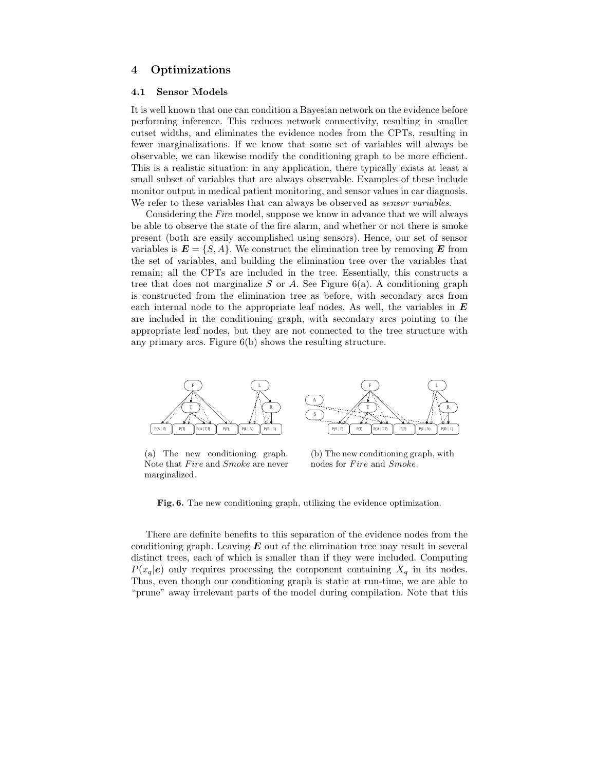## 4 Optimizations

### 4.1 Sensor Models

It is well known that one can condition a Bayesian network on the evidence before performing inference. This reduces network connectivity, resulting in smaller cutset widths, and eliminates the evidence nodes from the CPTs, resulting in fewer marginalizations. If we know that some set of variables will always be observable, we can likewise modify the conditioning graph to be more efficient. This is a realistic situation: in any application, there typically exists at least a small subset of variables that are always observable. Examples of these include monitor output in medical patient monitoring, and sensor values in car diagnosis. We refer to these variables that can always be observed as *sensor variables*.

Considering the *Fire* model, suppose we know in advance that we will always be able to observe the state of the fire alarm, and whether or not there is smoke present (both are easily accomplished using sensors). Hence, our set of sensor variables is $\boldsymbol{E} = \{S, A\}$. We construct the elimination tree by removing $\boldsymbol{E}$ from the set of variables, and building the elimination tree over the variables that remain; all the CPTs are included in the tree. Essentially, this constructs a tree that does not marginalize $S$ or $A$. See Figure 6(a). A conditioning graph is constructed from the elimination tree as before, with secondary arcs from each internal node to the appropriate leaf nodes. As well, the variables in $\boldsymbol{E}$ are included in the conditioning graph, with secondary arcs pointing to the appropriate leaf nodes, but they are not connected to the tree structure with any primary arcs. Figure 6(b) shows the resulting structure.

(a) The new conditioning graph. Note that *Fire* and *Smoke* are never marginalized.

(b) The new conditioning graph, with nodes for *Fire* and *Smoke*.

**Fig. 6.** The new conditioning graph, utilizing the evidence optimization.

There are definite benefits to this separation of the evidence nodes from the conditioning graph. Leaving $\boldsymbol{E}$ out of the elimination tree may result in several distinct trees, each of which is smaller than if they were included. Computing $P(x_q|\boldsymbol{e})$ only requires processing the component containing $X_q$ in its nodes. Thus, even though our conditioning graph is static at run-time, we are able to "prune" away irrelevant parts of the model during compilation. Note that this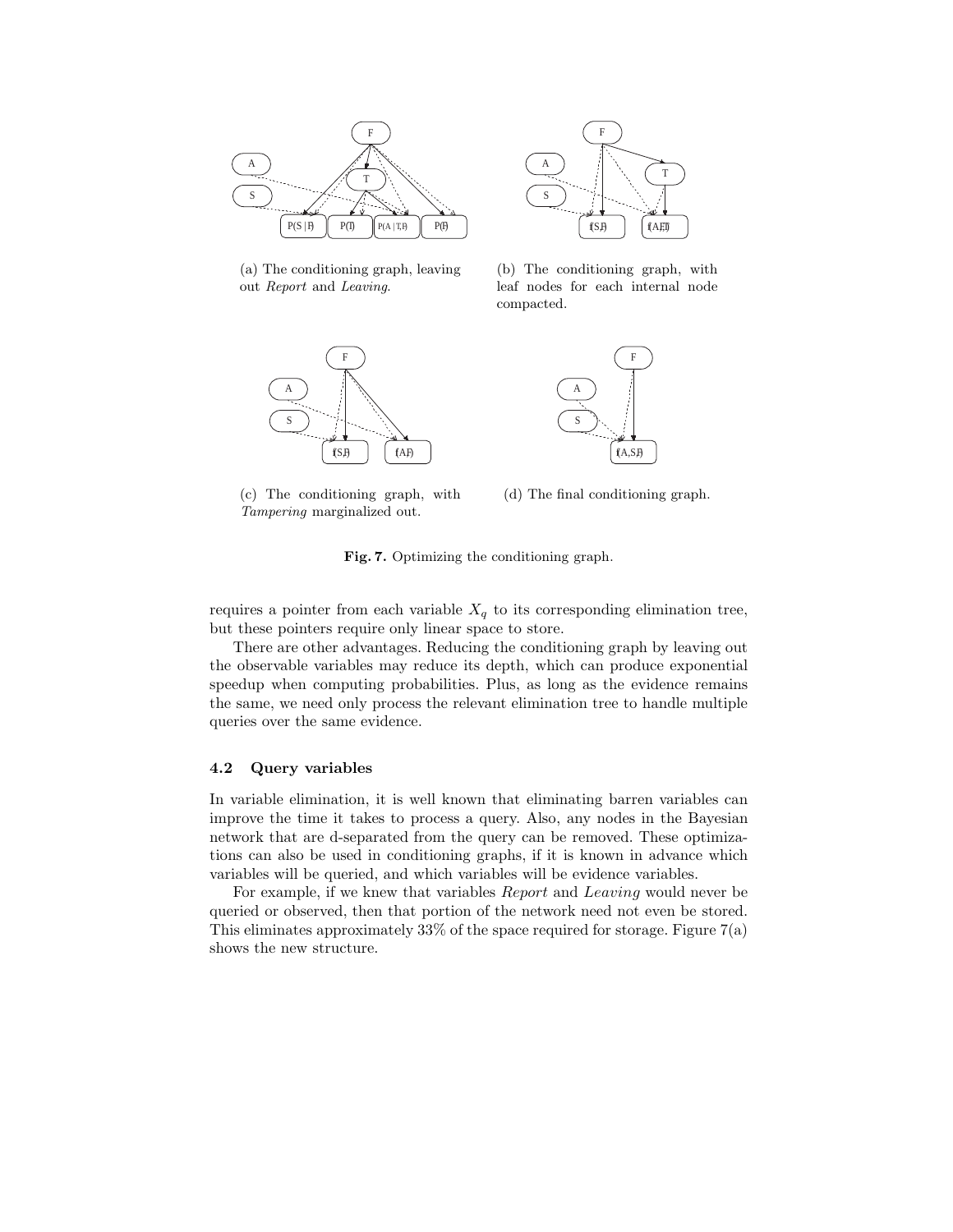(a) The conditioning graph, leaving out *Report* and *Leaving*.

(b) The conditioning graph, with leaf nodes for each internal node compacted.

(c) The conditioning graph, with *Tampering* marginalized out.

(d) The final conditioning graph.

**Fig. 7.** Optimizing the conditioning graph.

requires a pointer from each variable $X_q$ to its corresponding elimination tree, but these pointers require only linear space to store.

There are other advantages. Reducing the conditioning graph by leaving out the observable variables may reduce its depth, which can produce exponential speedup when computing probabilities. Plus, as long as the evidence remains the same, we need only process the relevant elimination tree to handle multiple queries over the same evidence.

### 4.2 Query variables

In variable elimination, it is well known that eliminating barren variables can improve the time it takes to process a query. Also, any nodes in the Bayesian network that are d-separated from the query can be removed. These optimizations can also be used in conditioning graphs, if it is known in advance which variables will be queried, and which variables will be evidence variables.

For example, if we knew that variables *Report* and *Leaving* would never be queried or observed, then that portion of the network need not even be stored. This eliminates approximately 33% of the space required for storage. Figure 7(a) shows the new structure.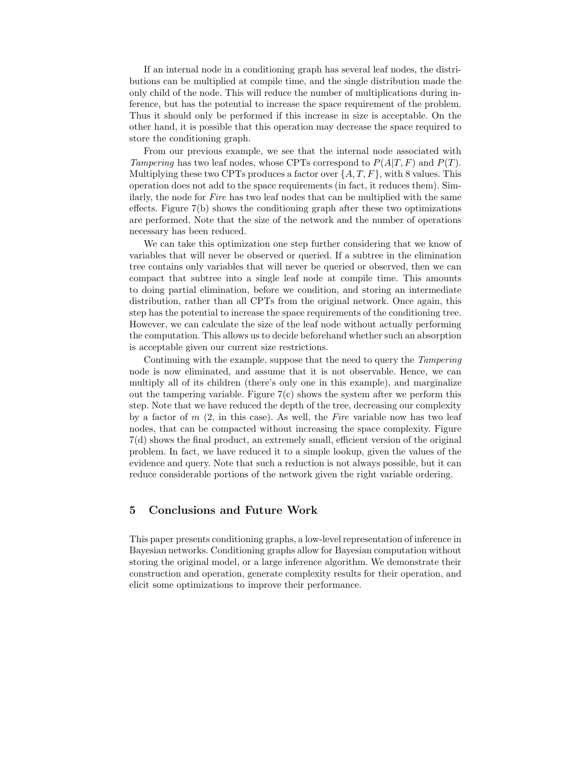If an internal node in a conditioning graph has several leaf nodes, the distributions can be multiplied at compile time, and the single distribution made the only child of the node. This will reduce the number of multiplications during inference, but has the potential to increase the space requirement of the problem. Thus it should only be performed if this increase in size is acceptable. On the other hand, it is possible that this operation may decrease the space required to store the conditioning graph.

From our previous example, we see that the internal node associated with *Tampering* has two leaf nodes, whose CPTs correspond to $P(A|T, F)$ and $P(T)$. Multiplying these two CPTs produces a factor over $\{A, T, F\}$, with 8 values. This operation does not add to the space requirements (in fact, it reduces them). Similarly, the node for *Fire* has two leaf nodes that can be multiplied with the same effects. Figure 7(b) shows the conditioning graph after these two optimizations are performed. Note that the size of the network and the number of operations necessary has been reduced.

We can take this optimization one step further considering that we know of variables that will never be observed or queried. If a subtree in the elimination tree contains only variables that will never be queried or observed, then we can compact that subtree into a single leaf node at compile time. This amounts to doing partial elimination, before we condition, and storing an intermediate distribution, rather than all CPTs from the original network. Once again, this step has the potential to increase the space requirements of the conditioning tree. However, we can calculate the size of the leaf node without actually performing the computation. This allows us to decide beforehand whether such an absorption is acceptable given our current size restrictions.

Continuing with the example, suppose that the need to query the *Tampering* node is now eliminated, and assume that it is not observable. Hence, we can multiply all of its children (there's only one in this example), and marginalize out the tampering variable. Figure 7(c) shows the system after we perform this step. Note that we have reduced the depth of the tree, decreasing our complexity by a factor of $m$ (2, in this case). As well, the *Fire* variable now has two leaf nodes, that can be compacted without increasing the space complexity. Figure 7(d) shows the final product, an extremely small, efficient version of the original problem. In fact, we have reduced it to a simple lookup, given the values of the evidence and query. Note that such a reduction is not always possible, but it can reduce considerable portions of the network given the right variable ordering.

## 5 Conclusions and Future Work

This paper presents conditioning graphs, a low-level representation of inference in Bayesian networks. Conditioning graphs allow for Bayesian computation without storing the original model, or a large inference algorithm. We demonstrate their construction and operation, generate complexity results for their operation, and elicit some optimizations to improve their performance.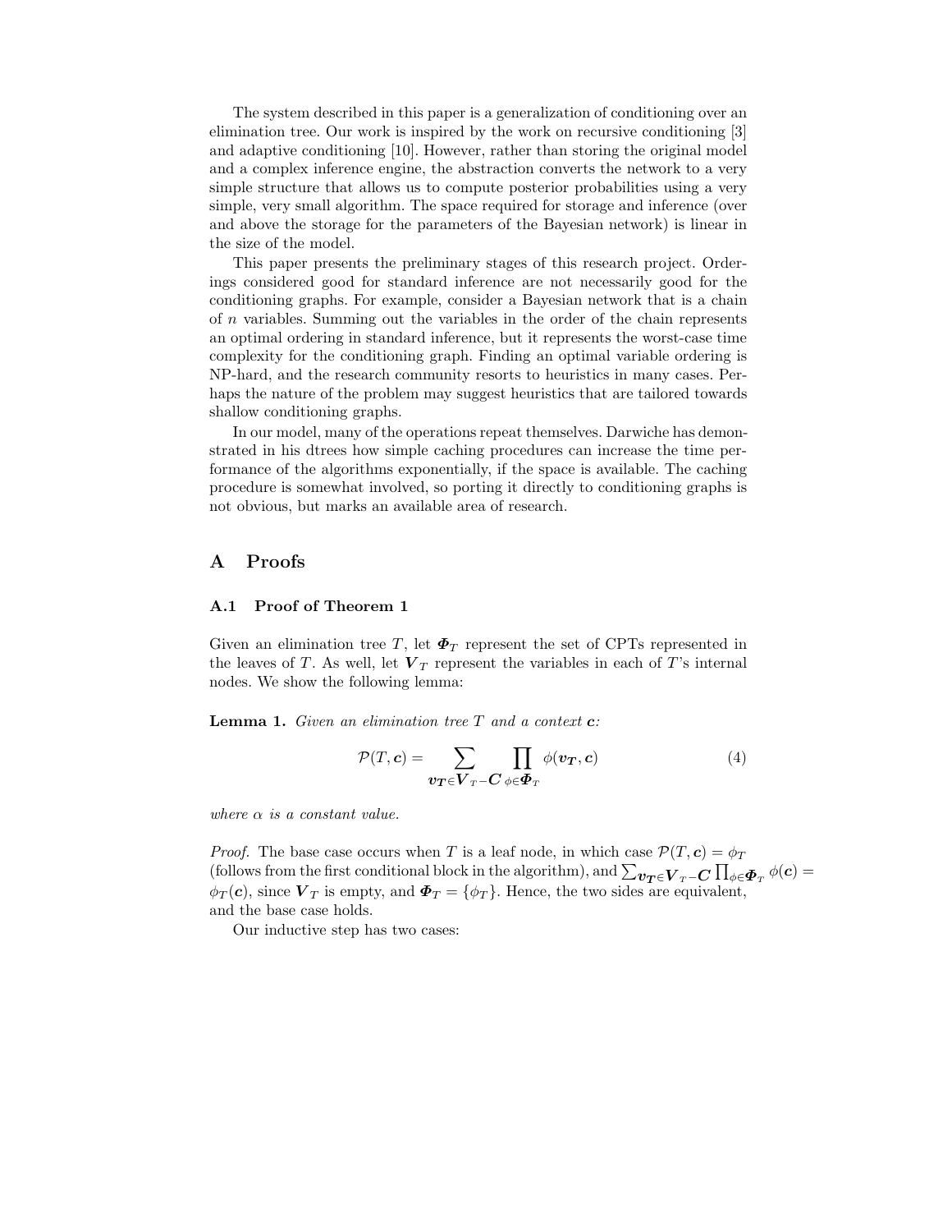The system described in this paper is a generalization of conditioning over an elimination tree. Our work is inspired by the work on recursive conditioning [3] and adaptive conditioning [10]. However, rather than storing the original model and a complex inference engine, the abstraction converts the network to a very simple structure that allows us to compute posterior probabilities using a very simple, very small algorithm. The space required for storage and inference (over and above the storage for the parameters of the Bayesian network) is linear in the size of the model.

This paper presents the preliminary stages of this research project. Orderings considered good for standard inference are not necessarily good for the conditioning graphs. For example, consider a Bayesian network that is a chain of $n$ variables. Summing out the variables in the order of the chain represents an optimal ordering in standard inference, but it represents the worst-case time complexity for the conditioning graph. Finding an optimal variable ordering is NP-hard, and the research community resorts to heuristics in many cases. Perhaps the nature of the problem may suggest heuristics that are tailored towards shallow conditioning graphs.

In our model, many of the operations repeat themselves. Darwiche has demonstrated in his dtrees how simple caching procedures can increase the time performance of the algorithms exponentially, if the space is available. The caching procedure is somewhat involved, so porting it directly to conditioning graphs is not obvious, but marks an available area of research.

## A Proofs

### A.1 Proof of Theorem 1

Given an elimination tree $T$, let $\boldsymbol{\Phi}_T$ represent the set of CPTs represented in the leaves of $T$. As well, let $\boldsymbol{V}_T$ represent the variables in each of $T$'s internal nodes. We show the following lemma:

**Lemma 1.** *Given an elimination tree $T$ and a context $\boldsymbol{c}$:*

$$\mathcal{P}(T, \boldsymbol{c}) = \sum_{\boldsymbol{v_T} \in \boldsymbol{V}_T - \boldsymbol{C}} \prod_{\phi \in \boldsymbol{\Phi}_T} \phi(\boldsymbol{v_T}, \boldsymbol{c}) \tag{4}$$

*where $\alpha$ is a constant value.*

*Proof.* The base case occurs when $T$ is a leaf node, in which case $\mathcal{P}(T, \boldsymbol{c}) = \phi_T$ (follows from the first conditional block in the algorithm), and $\sum_{\boldsymbol{v_T} \in \boldsymbol{V}_T - \boldsymbol{C}} \prod_{\phi \in \boldsymbol{\Phi}_T} \phi(\boldsymbol{c}) = \phi_T(\boldsymbol{c})$, since $\boldsymbol{V}_T$ is empty, and $\boldsymbol{\Phi}_T = \{\phi_T\}$. Hence, the two sides are equivalent, and the base case holds.

Our inductive step has two cases: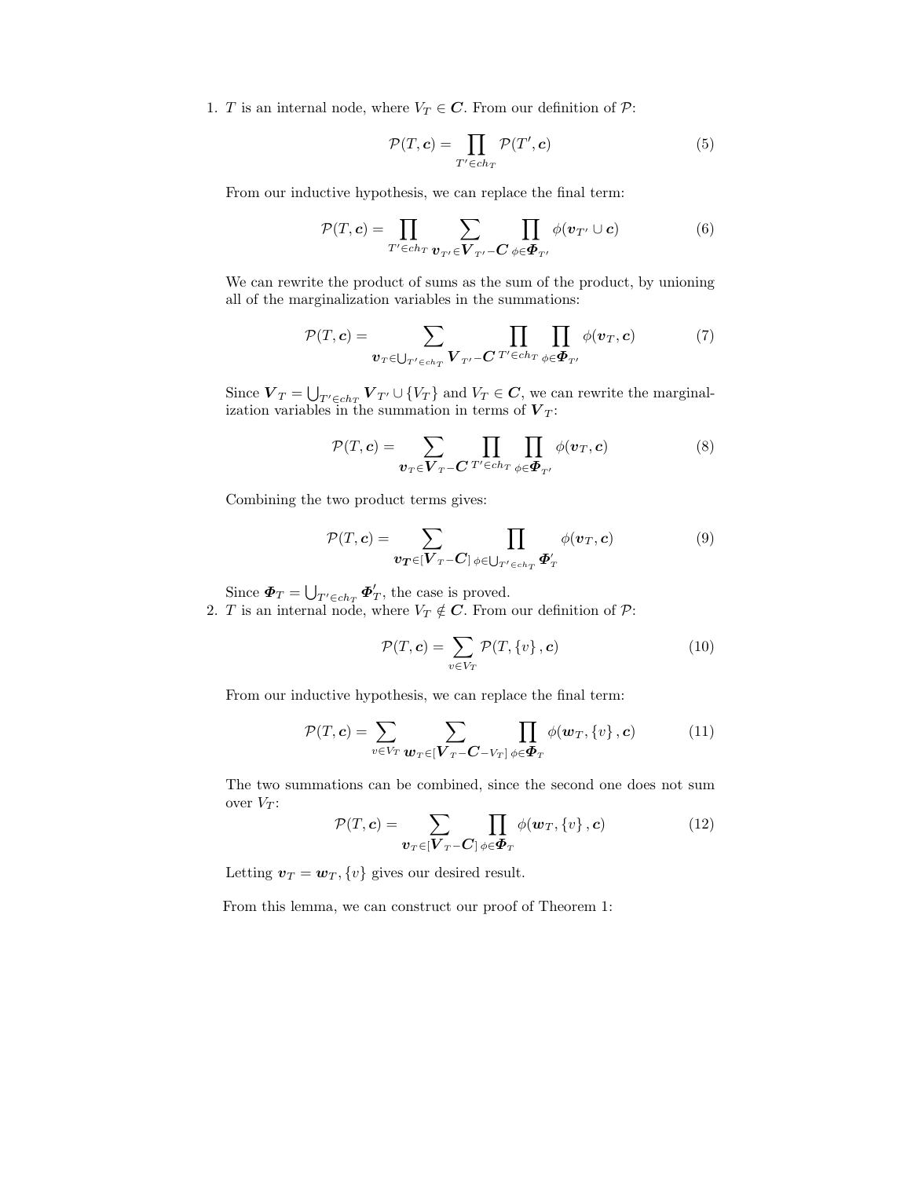1. $T$ is an internal node, where $V_T \in \boldsymbol{C}$. From our definition of $\mathcal{P}$:

$$\mathcal{P}(T, \boldsymbol{c}) = \prod_{T' \in ch_T} \mathcal{P}(T', \boldsymbol{c}) \tag{5}$$

   From our inductive hypothesis, we can replace the final term:

$$\mathcal{P}(T, \boldsymbol{c}) = \prod_{T' \in ch_T} \sum_{\boldsymbol{v}_{T'} \in \boldsymbol{V}_{T'} - \boldsymbol{C}} \prod_{\phi \in \boldsymbol{\Phi}_{T'}} \phi(\boldsymbol{v}_{T'} \cup \boldsymbol{c}) \tag{6}$$

   We can rewrite the product of sums as the sum of the product, by unioning all of the marginalization variables in the summations:

$$\mathcal{P}(T, \boldsymbol{c}) = \sum_{\boldsymbol{v}_T \in \bigcup_{T' \in ch_T} \boldsymbol{V}_{T'} - \boldsymbol{C}} \prod_{T' \in ch_T} \prod_{\phi \in \boldsymbol{\Phi}_{T'}} \phi(\boldsymbol{v}_T, \boldsymbol{c}) \tag{7}$$

   Since $\boldsymbol{V}_T = \bigcup_{T' \in ch_T} \boldsymbol{V}_{T'} \cup \{V_T\}$ and $V_T \in \boldsymbol{C}$, we can rewrite the marginalization variables in the summation in terms of $\boldsymbol{V}_T$:

$$\mathcal{P}(T, \boldsymbol{c}) = \sum_{\boldsymbol{v}_T \in \boldsymbol{V}_T - \boldsymbol{C}} \prod_{T' \in ch_T} \prod_{\phi \in \boldsymbol{\Phi}_{T'}} \phi(\boldsymbol{v}_T, \boldsymbol{c}) \tag{8}$$

   Combining the two product terms gives:

$$\mathcal{P}(T, \boldsymbol{c}) = \sum_{\boldsymbol{v_T} \in [\boldsymbol{V}_T - \boldsymbol{C}]} \prod_{\phi \in \bigcup_{T' \in ch_T} \boldsymbol{\Phi}'_T} \phi(\boldsymbol{v}_T, \boldsymbol{c}) \tag{9}$$

   Since $\boldsymbol{\Phi}_T = \bigcup_{T' \in ch_T} \boldsymbol{\Phi}'_T$, the case is proved.

2. $T$ is an internal node, where $V_T \notin \boldsymbol{C}$. From our definition of $\mathcal{P}$:

$$\mathcal{P}(T, \boldsymbol{c}) = \sum_{v \in V_T} \mathcal{P}(T, \{v\}, \boldsymbol{c}) \tag{10}$$

   From our inductive hypothesis, we can replace the final term:

$$\mathcal{P}(T, \boldsymbol{c}) = \sum_{v \in V_T} \sum_{\boldsymbol{w}_T \in [\boldsymbol{V}_T - \boldsymbol{C} - V_T]} \prod_{\phi \in \boldsymbol{\Phi}_T} \phi(\boldsymbol{w}_T, \{v\}, \boldsymbol{c}) \tag{11}$$

   The two summations can be combined, since the second one does not sum over $V_T$:

$$\mathcal{P}(T, \boldsymbol{c}) = \sum_{\boldsymbol{v}_T \in [\boldsymbol{V}_T - \boldsymbol{C}]} \prod_{\phi \in \boldsymbol{\Phi}_T} \phi(\boldsymbol{w}_T, \{v\}, \boldsymbol{c}) \tag{12}$$

   Letting $\boldsymbol{v}_T = \boldsymbol{w}_T, \{v\}$ gives our desired result.

From this lemma, we can construct our proof of Theorem 1: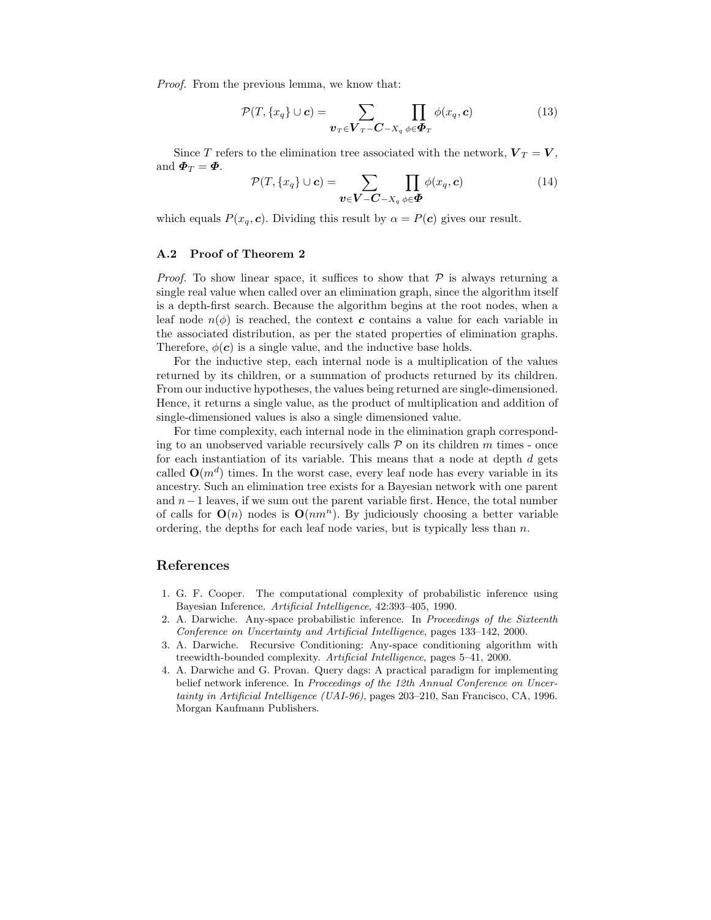*Proof.* From the previous lemma, we know that:

$$\mathcal{P}(T, \{x_q\} \cup \boldsymbol{c}) = \sum_{\boldsymbol{v}_T \in \boldsymbol{V}_T - \boldsymbol{C} - X_q} \prod_{\phi \in \boldsymbol{\Phi}_T} \phi(x_q, \boldsymbol{c}) \tag{13}$$

Since $T$ refers to the elimination tree associated with the network, $\boldsymbol{V}_T = \boldsymbol{V}$, and $\boldsymbol{\Phi}_T = \boldsymbol{\Phi}$.

$$\mathcal{P}(T, \{x_q\} \cup \boldsymbol{c}) = \sum_{\boldsymbol{v} \in \boldsymbol{V} - \boldsymbol{C} - X_q} \prod_{\phi \in \boldsymbol{\Phi}} \phi(x_q, \boldsymbol{c}) \tag{14}$$

which equals $P(x_q, \boldsymbol{c})$. Dividing this result by $\alpha = P(\boldsymbol{c})$ gives our result.

### A.2 Proof of Theorem 2

*Proof.* To show linear space, it suffices to show that $\mathcal{P}$ is always returning a single real value when called over an elimination graph, since the algorithm itself is a depth-first search. Because the algorithm begins at the root nodes, when a leaf node $n(\phi)$ is reached, the context $\boldsymbol{c}$ contains a value for each variable in the associated distribution, as per the stated properties of elimination graphs. Therefore, $\phi(\boldsymbol{c})$ is a single value, and the inductive base holds.

For the inductive step, each internal node is a multiplication of the values returned by its children, or a summation of products returned by its children. From our inductive hypotheses, the values being returned are single-dimensioned. Hence, it returns a single value, as the product of multiplication and addition of single-dimensioned values is also a single dimensioned value.

For time complexity, each internal node in the elimination graph corresponding to an unobserved variable recursively calls $\mathcal{P}$ on its children $m$ times - once for each instantiation of its variable. This means that a node at depth $d$ gets called $\mathbf{O}(m^d)$ times. In the worst case, every leaf node has every variable in its ancestry. Such an elimination tree exists for a Bayesian network with one parent and $n-1$ leaves, if we sum out the parent variable first. Hence, the total number of calls for $\mathbf{O}(n)$ nodes is $\mathbf{O}(nm^n)$. By judiciously choosing a better variable ordering, the depths for each leaf node varies, but is typically less than $n$.

## References

1. G. F. Cooper. The computational complexity of probabilistic inference using Bayesian Inference. *Artificial Intelligence*, 42:393–405, 1990.
2. A. Darwiche. Any-space probabilistic inference. In *Proceedings of the Sixteenth Conference on Uncertainty and Artificial Intelligence*, pages 133–142, 2000.
3. A. Darwiche. Recursive Conditioning: Any-space conditioning algorithm with treewidth-bounded complexity. *Artificial Intelligence*, pages 5–41, 2000.
4. A. Darwiche and G. Provan. Query dags: A practical paradigm for implementing belief network inference. In *Proceedings of the 12th Annual Conference on Uncertainty in Artificial Intelligence (UAI-96)*, pages 203–210, San Francisco, CA, 1996. Morgan Kaufmann Publishers.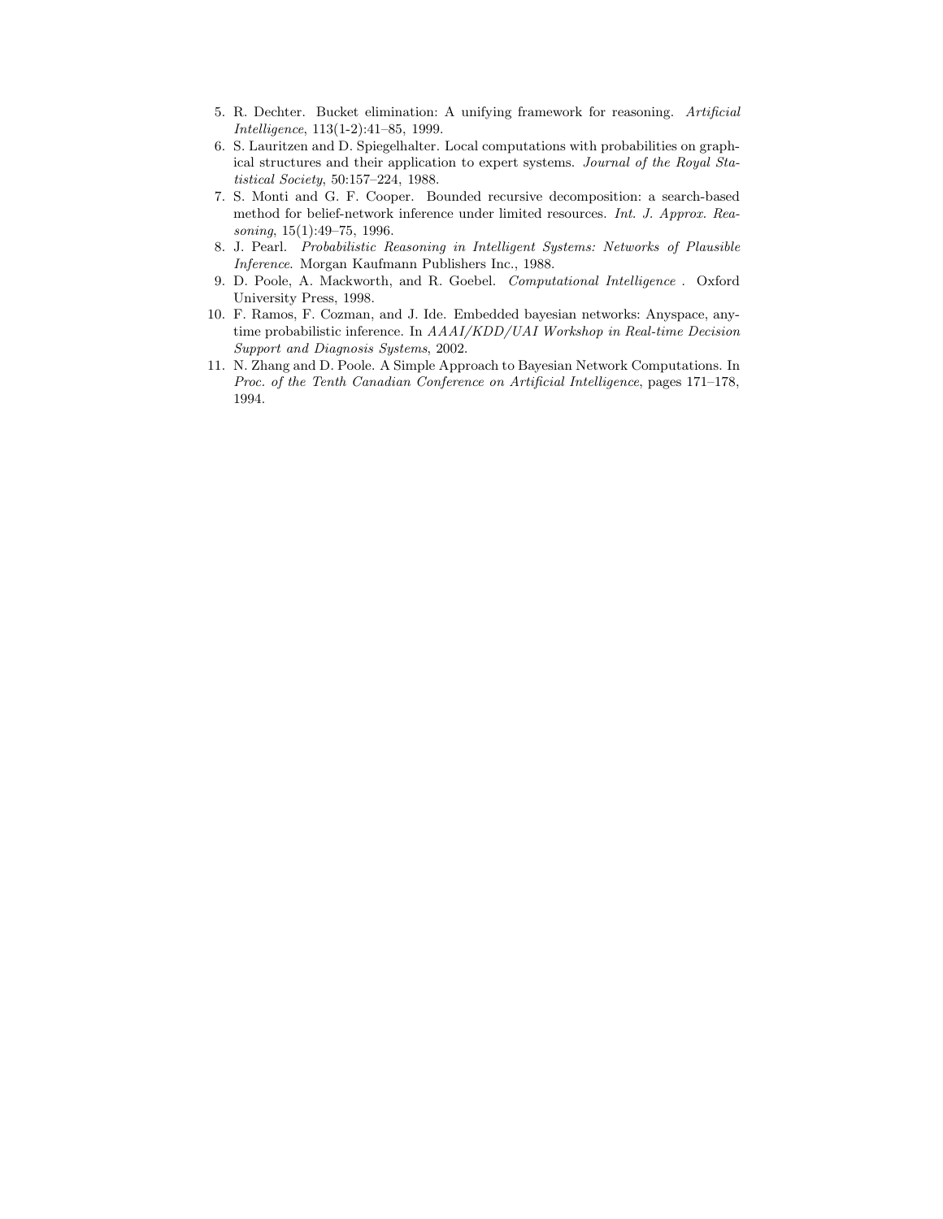5. R. Dechter. Bucket elimination: A unifying framework for reasoning. *Artificial Intelligence*, 113(1-2):41–85, 1999.
6. S. Lauritzen and D. Spiegelhalter. Local computations with probabilities on graphical structures and their application to expert systems. *Journal of the Royal Statistical Society*, 50:157–224, 1988.
7. S. Monti and G. F. Cooper. Bounded recursive decomposition: a search-based method for belief-network inference under limited resources. *Int. J. Approx. Reasoning*, 15(1):49–75, 1996.
8. J. Pearl. *Probabilistic Reasoning in Intelligent Systems: Networks of Plausible Inference.* Morgan Kaufmann Publishers Inc., 1988.
9. D. Poole, A. Mackworth, and R. Goebel. *Computational Intelligence* . Oxford University Press, 1998.
10. F. Ramos, F. Cozman, and J. Ide. Embedded bayesian networks: Anyspace, anytime probabilistic inference. In *AAAI/KDD/UAI Workshop in Real-time Decision Support and Diagnosis Systems*, 2002.
11. N. Zhang and D. Poole. A Simple Approach to Bayesian Network Computations. In *Proc. of the Tenth Canadian Conference on Artificial Intelligence*, pages 171–178, 1994.